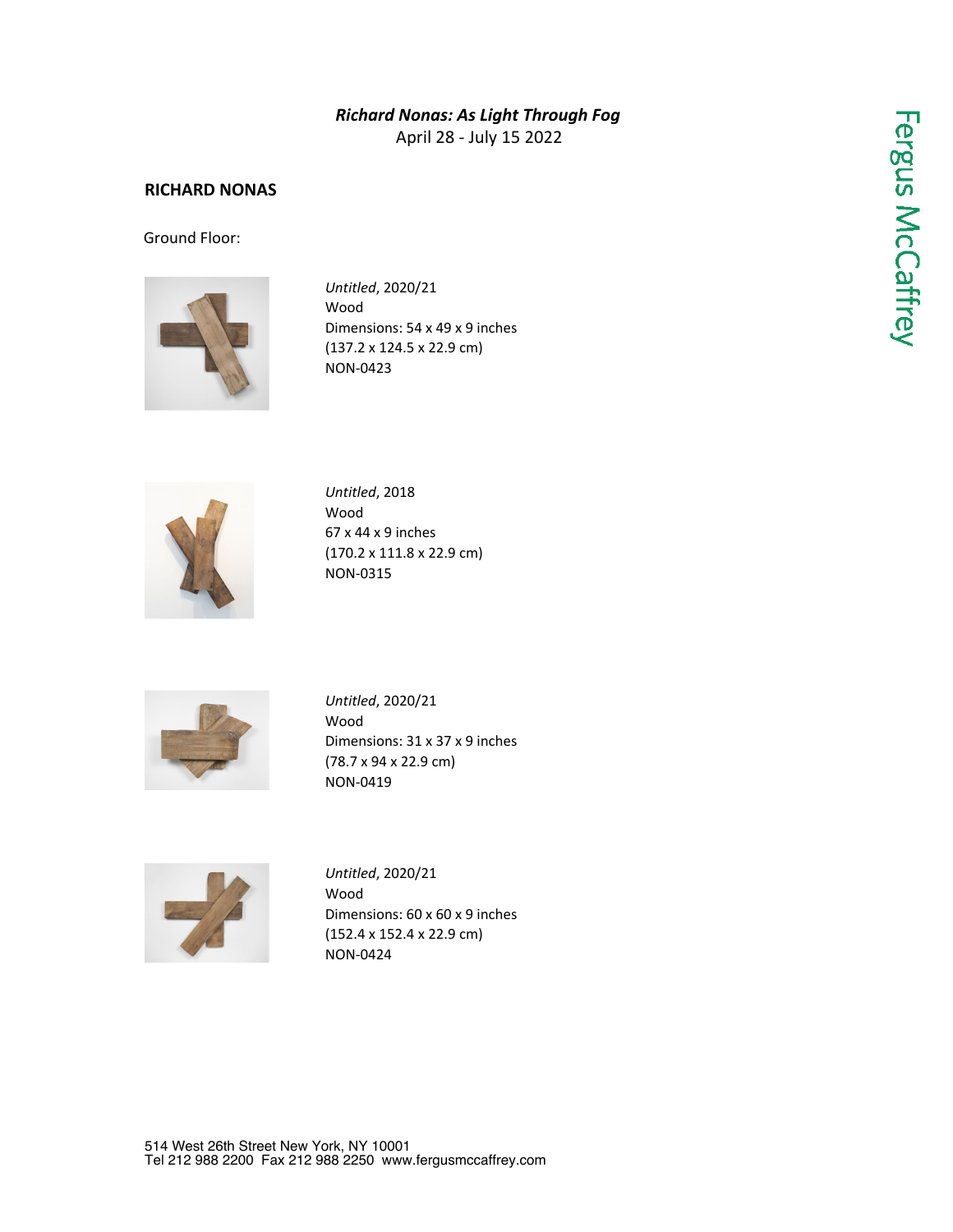***Richard Nonas: As Light Through Fog***
April 28 - July 15 2022

**RICHARD NONAS**

Ground Floor:

*Untitled*, 2020/21
Wood
Dimensions: 54 x 49 x 9 inches
(137.2 x 124.5 x 22.9 cm)
NON-0423

*Untitled*, 2018
Wood
67 x 44 x 9 inches
(170.2 x 111.8 x 22.9 cm)
NON-0315

*Untitled*, 2020/21
Wood
Dimensions: 31 x 37 x 9 inches
(78.7 x 94 x 22.9 cm)
NON-0419

*Untitled*, 2020/21
Wood
Dimensions: 60 x 60 x 9 inches
(152.4 x 152.4 x 22.9 cm)
NON-0424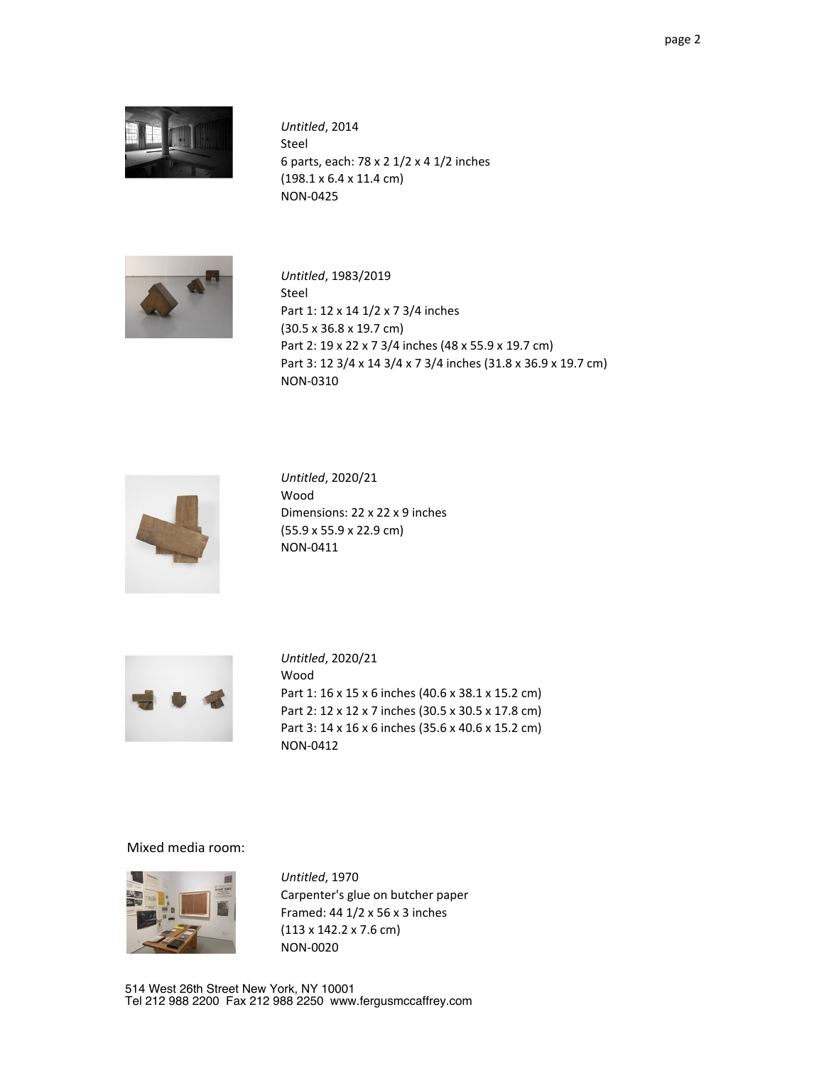*Untitled*, 2014
Steel
6 parts, each: 78 x 2 1/2 x 4 1/2 inches
(198.1 x 6.4 x 11.4 cm)
NON-0425

*Untitled*, 1983/2019
Steel
Part 1: 12 x 14 1/2 x 7 3/4 inches
(30.5 x 36.8 x 19.7 cm)
Part 2: 19 x 22 x 7 3/4 inches (48 x 55.9 x 19.7 cm)
Part 3: 12 3/4 x 14 3/4 x 7 3/4 inches (31.8 x 36.9 x 19.7 cm)
NON-0310

*Untitled*, 2020/21
Wood
Dimensions: 22 x 22 x 9 inches
(55.9 x 55.9 x 22.9 cm)
NON-0411

*Untitled*, 2020/21
Wood
Part 1: 16 x 15 x 6 inches (40.6 x 38.1 x 15.2 cm)
Part 2: 12 x 12 x 7 inches (30.5 x 30.5 x 17.8 cm)
Part 3: 14 x 16 x 6 inches (35.6 x 40.6 x 15.2 cm)
NON-0412

Mixed media room:

*Untitled*, 1970
Carpenter's glue on butcher paper
Framed: 44 1/2 x 56 x 3 inches
(113 x 142.2 x 7.6 cm)
NON-0020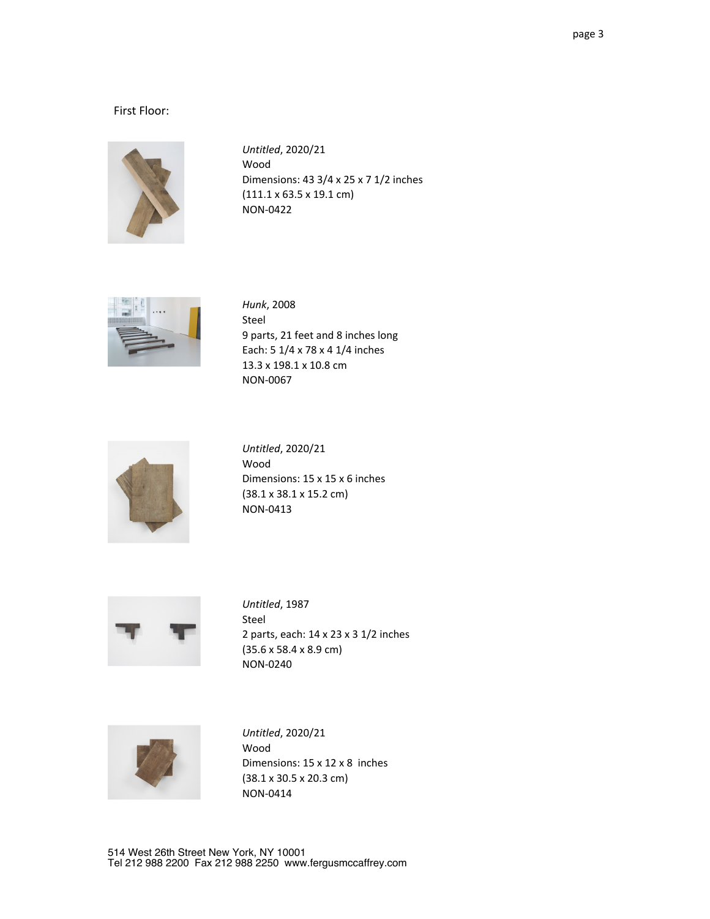First Floor:

*Untitled*, 2020/21
Wood
Dimensions: 43 3/4 x 25 x 7 1/2 inches
(111.1 x 63.5 x 19.1 cm)
NON-0422

*Hunk*, 2008
Steel
9 parts, 21 feet and 8 inches long
Each: 5 1/4 x 78 x 4 1/4 inches
13.3 x 198.1 x 10.8 cm
NON-0067

*Untitled*, 2020/21
Wood
Dimensions: 15 x 15 x 6 inches
(38.1 x 38.1 x 15.2 cm)
NON-0413

*Untitled*, 1987
Steel
2 parts, each: 14 x 23 x 3 1/2 inches
(35.6 x 58.4 x 8.9 cm)
NON-0240

*Untitled*, 2020/21
Wood
Dimensions: 15 x 12 x 8 inches
(38.1 x 30.5 x 20.3 cm)
NON-0414

514 West 26th Street New York, NY 10001
Tel 212 988 2200 Fax 212 988 2250 www.fergusmccaffrey.com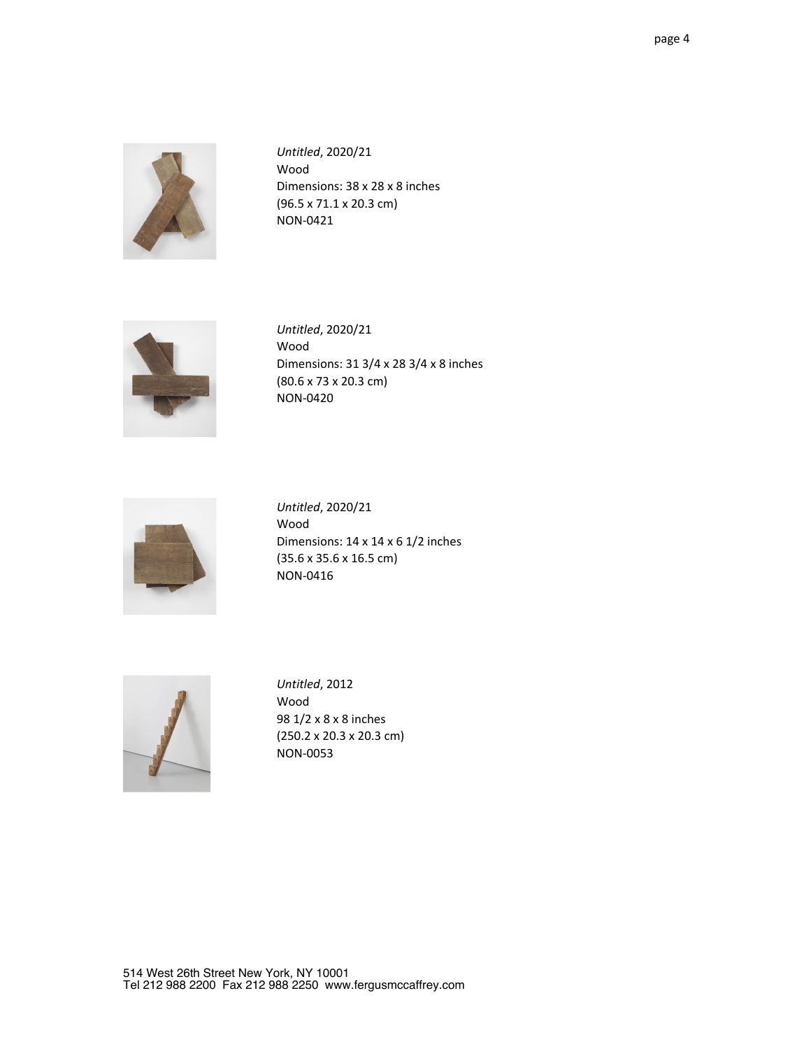*Untitled*, 2020/21
Wood
Dimensions: 38 x 28 x 8 inches
(96.5 x 71.1 x 20.3 cm)
NON-0421

*Untitled*, 2020/21
Wood
Dimensions: 31 3/4 x 28 3/4 x 8 inches
(80.6 x 73 x 20.3 cm)
NON-0420

*Untitled*, 2020/21
Wood
Dimensions: 14 x 14 x 6 1/2 inches
(35.6 x 35.6 x 16.5 cm)
NON-0416

*Untitled*, 2012
Wood
98 1/2 x 8 x 8 inches
(250.2 x 20.3 x 20.3 cm)
NON-0053